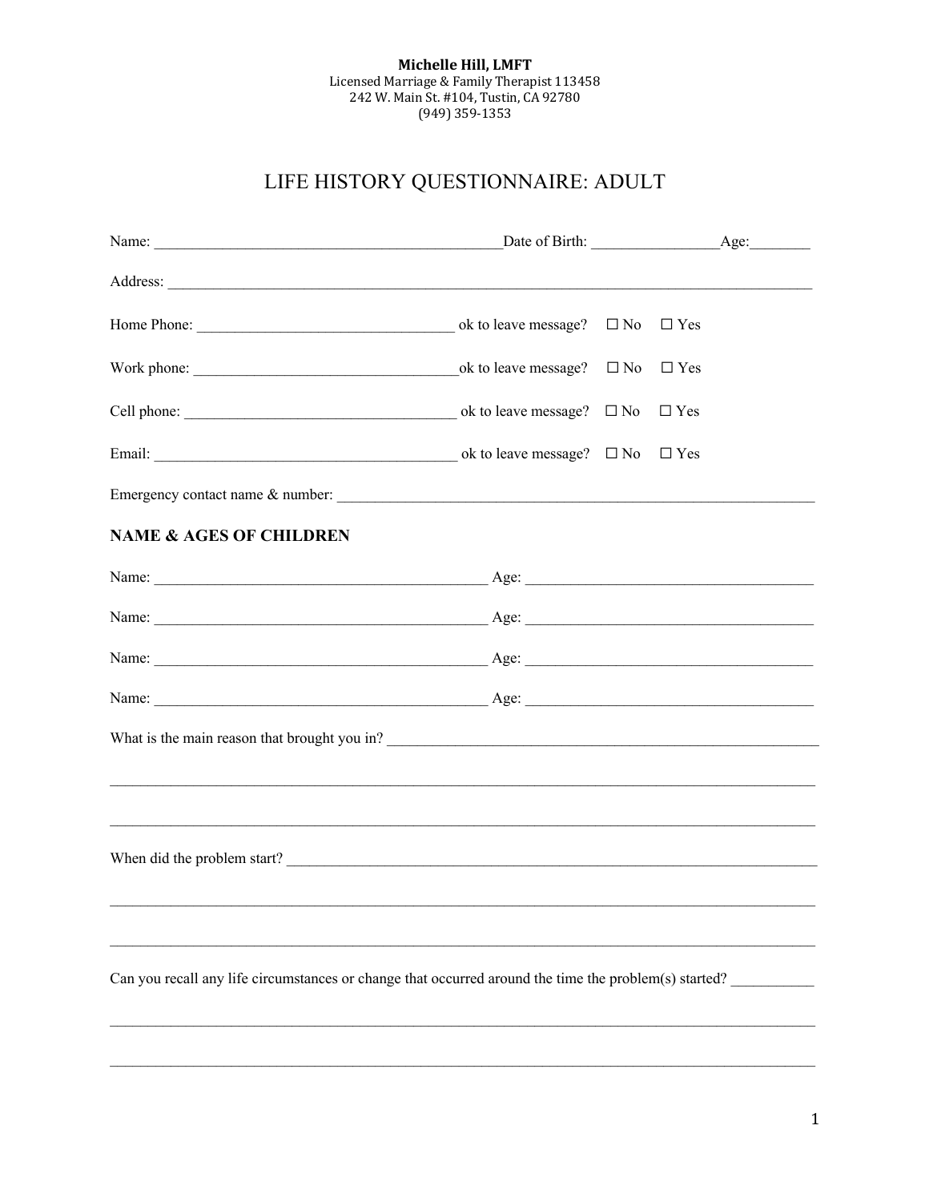**Michelle Hill, LMFT**
Licensed Marriage & Family Therapist 113458
242 W. Main St. #104, Tustin, CA 92780
(949) 359-1353

# LIFE HISTORY QUESTIONNAIRE: ADULT

Name: ______________________________________________Date of Birth: ________________Age:________

Address: ____________________________________________________________________________________

Home Phone: _________________________________ ok to leave message? ☐ No ☐ Yes

Work phone: ___________________________________ok to leave message? ☐ No ☐ Yes

Cell phone: ___________________________________ ok to leave message? ☐ No ☐ Yes

Email: ________________________________________ ok to leave message? ☐ No ☐ Yes

Emergency contact name & number: ____________________________________________________________

**NAME & AGES OF CHILDREN**

Name: ____________________________________________ Age: ______________________________________

Name: ____________________________________________ Age: ______________________________________

Name: ____________________________________________ Age: ______________________________________

Name: ____________________________________________ Age: ______________________________________

What is the main reason that brought you in? __________________________________________________________

______________________________________________________________________________________________

______________________________________________________________________________________________

When did the problem start? _______________________________________________________________________

______________________________________________________________________________________________

______________________________________________________________________________________________

Can you recall any life circumstances or change that occurred around the time the problem(s) started? ___________

______________________________________________________________________________________________

______________________________________________________________________________________________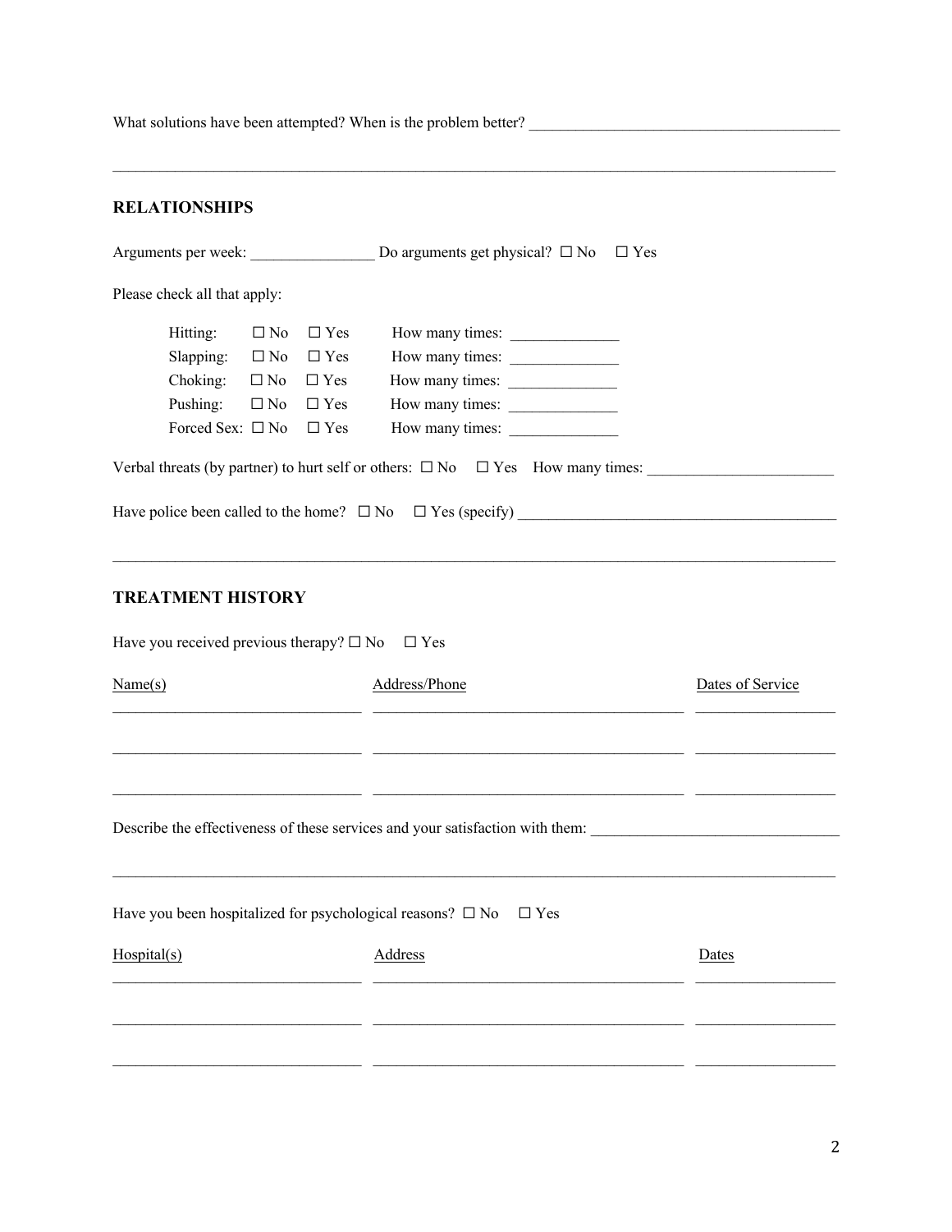What solutions have been attempted? When is the problem better? ________________________________________

_______________________________________________________________________________________________

## RELATIONSHIPS

Arguments per week: ________________ Do arguments get physical? ☐ No ☐ Yes

Please check all that apply:

| | | | |
|---|---|---|---|
| Hitting: | ☐ No | ☐ Yes | How many times: ______________ |
| Slapping: | ☐ No | ☐ Yes | How many times: ______________ |
| Choking: | ☐ No | ☐ Yes | How many times: ______________ |
| Pushing: | ☐ No | ☐ Yes | How many times: ______________ |
| Forced Sex: | ☐ No | ☐ Yes | How many times: ______________ |

Verbal threats (by partner) to hurt self or others: ☐ No ☐ Yes How many times: ________________________

Have police been called to the home? ☐ No ☐ Yes (specify) __________________________________________

_______________________________________________________________________________________________

## TREATMENT HISTORY

Have you received previous therapy? ☐ No ☐ Yes

| Name(s) | Address/Phone | Dates of Service |
|---|---|---|
| ________________________________ | ________________________________________ | __________________ |
| ________________________________ | ________________________________________ | __________________ |
| ________________________________ | ________________________________________ | __________________ |

Describe the effectiveness of these services and your satisfaction with them: ________________________________

_______________________________________________________________________________________________

Have you been hospitalized for psychological reasons? ☐ No ☐ Yes

| Hospital(s) | Address | Dates |
|---|---|---|
| ________________________________ | ________________________________________ | __________________ |
| ________________________________ | ________________________________________ | __________________ |
| ________________________________ | ________________________________________ | __________________ |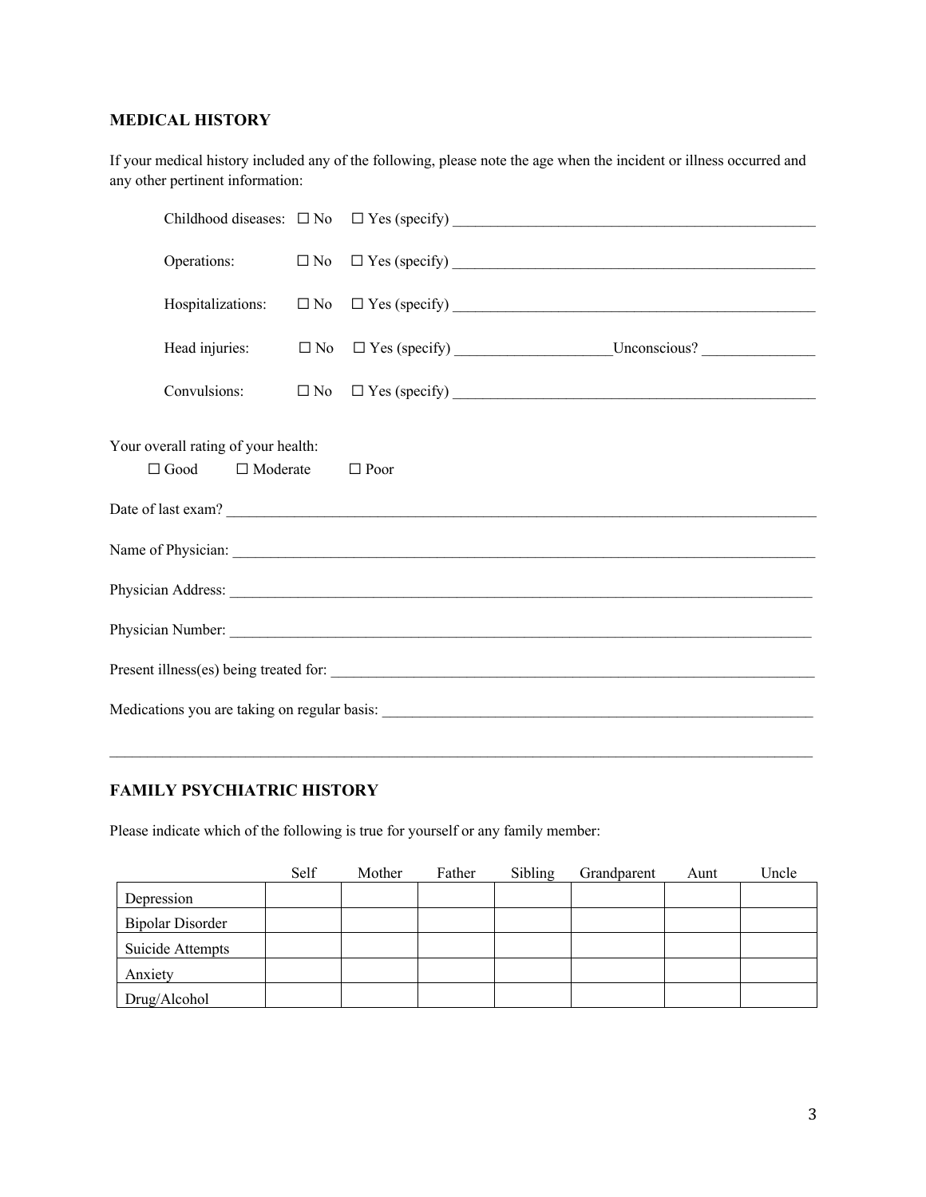## MEDICAL HISTORY

If your medical history included any of the following, please note the age when the incident or illness occurred and any other pertinent information:

Childhood diseases: ☐ No ☐ Yes (specify) ________________________________________________

Operations: ☐ No ☐ Yes (specify) ________________________________________________

Hospitalizations: ☐ No ☐ Yes (specify) ________________________________________________

Head injuries: ☐ No ☐ Yes (specify) ____________________Unconscious? _______________

Convulsions: ☐ No ☐ Yes (specify) ________________________________________________

Your overall rating of your health:
☐ Good ☐ Moderate ☐ Poor

Date of last exam? ________________________________________________________________________________

Name of Physician: ________________________________________________________________________________

Physician Address: ________________________________________________________________________________

Physician Number: ________________________________________________________________________________

Present illness(es) being treated for: ____________________________________________________________

Medications you are taking on regular basis: ______________________________________________________

____________________________________________________________________________________________

## FAMILY PSYCHIATRIC HISTORY

Please indicate which of the following is true for yourself or any family member:

| | Self | Mother | Father | Sibling | Grandparent | Aunt | Uncle |
|---|---|---|---|---|---|---|---|
| Depression | | | | | | | |
| Bipolar Disorder | | | | | | | |
| Suicide Attempts | | | | | | | |
| Anxiety | | | | | | | |
| Drug/Alcohol | | | | | | | |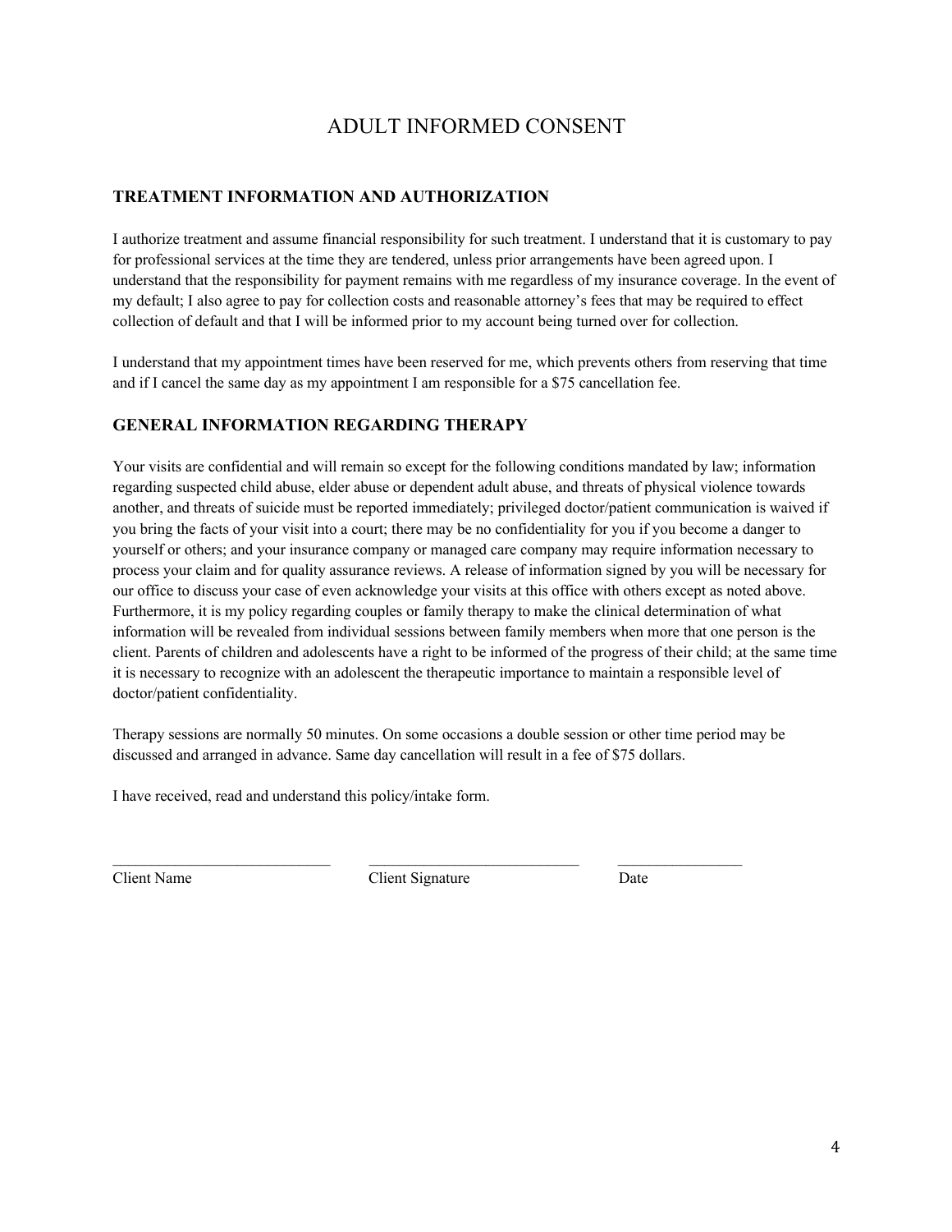# ADULT INFORMED CONSENT

## TREATMENT INFORMATION AND AUTHORIZATION

I authorize treatment and assume financial responsibility for such treatment. I understand that it is customary to pay for professional services at the time they are tendered, unless prior arrangements have been agreed upon. I understand that the responsibility for payment remains with me regardless of my insurance coverage. In the event of my default; I also agree to pay for collection costs and reasonable attorney's fees that may be required to effect collection of default and that I will be informed prior to my account being turned over for collection.

I understand that my appointment times have been reserved for me, which prevents others from reserving that time and if I cancel the same day as my appointment I am responsible for a $75 cancellation fee.

## GENERAL INFORMATION REGARDING THERAPY

Your visits are confidential and will remain so except for the following conditions mandated by law; information regarding suspected child abuse, elder abuse or dependent adult abuse, and threats of physical violence towards another, and threats of suicide must be reported immediately; privileged doctor/patient communication is waived if you bring the facts of your visit into a court; there may be no confidentiality for you if you become a danger to yourself or others; and your insurance company or managed care company may require information necessary to process your claim and for quality assurance reviews. A release of information signed by you will be necessary for our office to discuss your case of even acknowledge your visits at this office with others except as noted above. Furthermore, it is my policy regarding couples or family therapy to make the clinical determination of what information will be revealed from individual sessions between family members when more that one person is the client. Parents of children and adolescents have a right to be informed of the progress of their child; at the same time it is necessary to recognize with an adolescent the therapeutic importance to maintain a responsible level of doctor/patient confidentiality.

Therapy sessions are normally 50 minutes. On some occasions a double session or other time period may be discussed and arranged in advance. Same day cancellation will result in a fee of $75 dollars.

I have received, read and understand this policy/intake form.

____________________________ ____________________________ ________________

Client Name Client Signature Date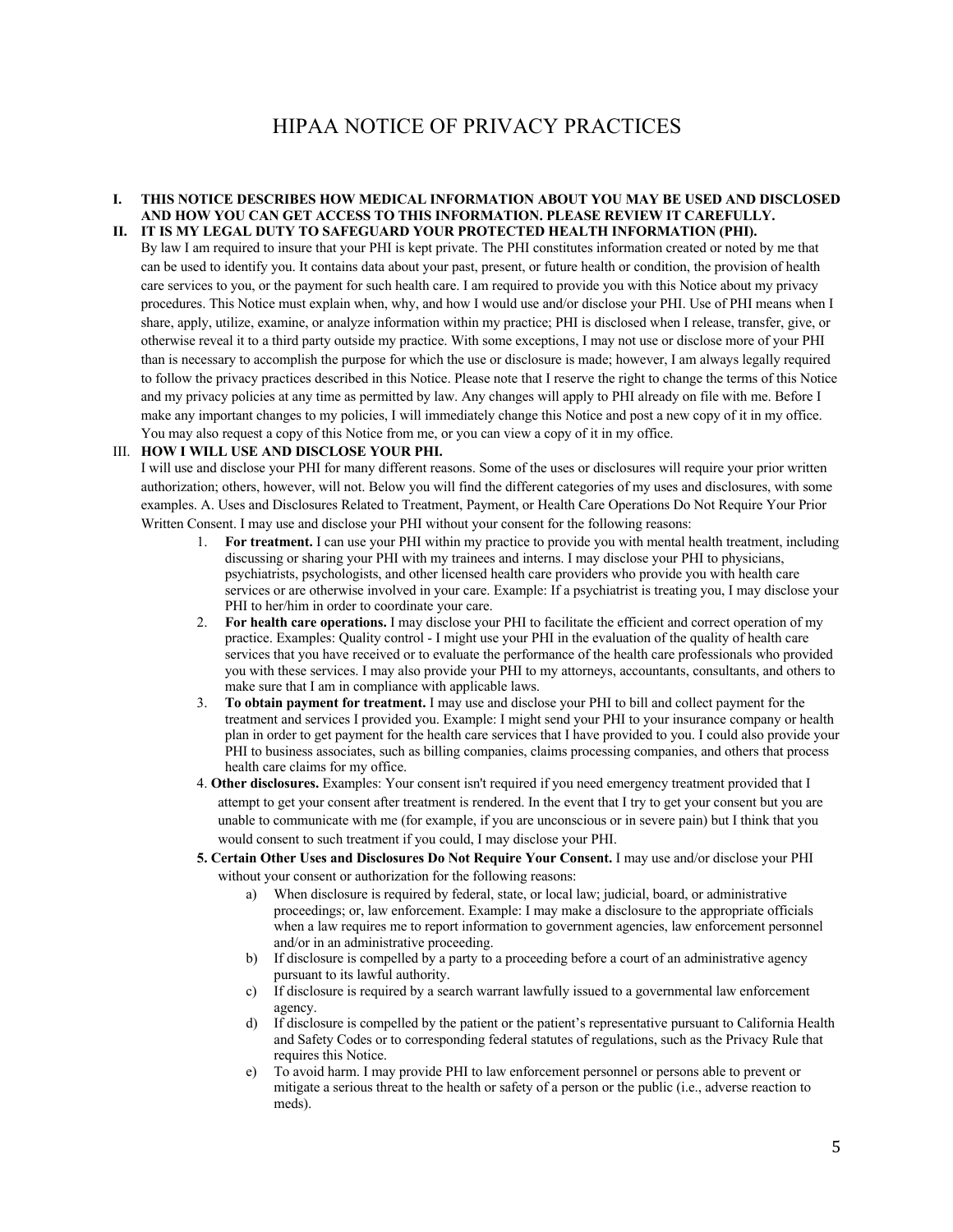# HIPAA NOTICE OF PRIVACY PRACTICES

**I. THIS NOTICE DESCRIBES HOW MEDICAL INFORMATION ABOUT YOU MAY BE USED AND DISCLOSED AND HOW YOU CAN GET ACCESS TO THIS INFORMATION. PLEASE REVIEW IT CAREFULLY.**

**II. IT IS MY LEGAL DUTY TO SAFEGUARD YOUR PROTECTED HEALTH INFORMATION (PHI).**

By law I am required to insure that your PHI is kept private. The PHI constitutes information created or noted by me that can be used to identify you. It contains data about your past, present, or future health or condition, the provision of health care services to you, or the payment for such health care. I am required to provide you with this Notice about my privacy procedures. This Notice must explain when, why, and how I would use and/or disclose your PHI. Use of PHI means when I share, apply, utilize, examine, or analyze information within my practice; PHI is disclosed when I release, transfer, give, or otherwise reveal it to a third party outside my practice. With some exceptions, I may not use or disclose more of your PHI than is necessary to accomplish the purpose for which the use or disclosure is made; however, I am always legally required to follow the privacy practices described in this Notice. Please note that I reserve the right to change the terms of this Notice and my privacy policies at any time as permitted by law. Any changes will apply to PHI already on file with me. Before I make any important changes to my policies, I will immediately change this Notice and post a new copy of it in my office. You may also request a copy of this Notice from me, or you can view a copy of it in my office.

III. **HOW I WILL USE AND DISCLOSE YOUR PHI.**

I will use and disclose your PHI for many different reasons. Some of the uses or disclosures will require your prior written authorization; others, however, will not. Below you will find the different categories of my uses and disclosures, with some examples. A. Uses and Disclosures Related to Treatment, Payment, or Health Care Operations Do Not Require Your Prior Written Consent. I may use and disclose your PHI without your consent for the following reasons:

1. **For treatment.** I can use your PHI within my practice to provide you with mental health treatment, including discussing or sharing your PHI with my trainees and interns. I may disclose your PHI to physicians, psychiatrists, psychologists, and other licensed health care providers who provide you with health care services or are otherwise involved in your care. Example: If a psychiatrist is treating you, I may disclose your PHI to her/him in order to coordinate your care.
2. **For health care operations.** I may disclose your PHI to facilitate the efficient and correct operation of my practice. Examples: Quality control - I might use your PHI in the evaluation of the quality of health care services that you have received or to evaluate the performance of the health care professionals who provided you with these services. I may also provide your PHI to my attorneys, accountants, consultants, and others to make sure that I am in compliance with applicable laws.
3. **To obtain payment for treatment.** I may use and disclose your PHI to bill and collect payment for the treatment and services I provided you. Example: I might send your PHI to your insurance company or health plan in order to get payment for the health care services that I have provided to you. I could also provide your PHI to business associates, such as billing companies, claims processing companies, and others that process health care claims for my office.
4. **Other disclosures.** Examples: Your consent isn't required if you need emergency treatment provided that I attempt to get your consent after treatment is rendered. In the event that I try to get your consent but you are unable to communicate with me (for example, if you are unconscious or in severe pain) but I think that you would consent to such treatment if you could, I may disclose your PHI.
5. **Certain Other Uses and Disclosures Do Not Require Your Consent.** I may use and/or disclose your PHI without your consent or authorization for the following reasons:
   a) When disclosure is required by federal, state, or local law; judicial, board, or administrative proceedings; or, law enforcement. Example: I may make a disclosure to the appropriate officials when a law requires me to report information to government agencies, law enforcement personnel and/or in an administrative proceeding.
   b) If disclosure is compelled by a party to a proceeding before a court of an administrative agency pursuant to its lawful authority.
   c) If disclosure is required by a search warrant lawfully issued to a governmental law enforcement agency.
   d) If disclosure is compelled by the patient or the patient's representative pursuant to California Health and Safety Codes or to corresponding federal statutes of regulations, such as the Privacy Rule that requires this Notice.
   e) To avoid harm. I may provide PHI to law enforcement personnel or persons able to prevent or mitigate a serious threat to the health or safety of a person or the public (i.e., adverse reaction to meds).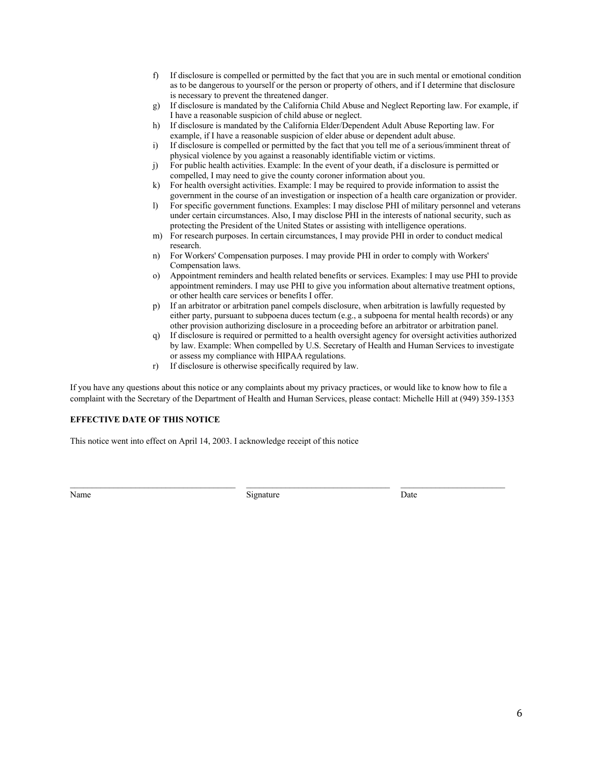f) If disclosure is compelled or permitted by the fact that you are in such mental or emotional condition as to be dangerous to yourself or the person or property of others, and if I determine that disclosure is necessary to prevent the threatened danger.

g) If disclosure is mandated by the California Child Abuse and Neglect Reporting law. For example, if I have a reasonable suspicion of child abuse or neglect.

h) If disclosure is mandated by the California Elder/Dependent Adult Abuse Reporting law. For example, if I have a reasonable suspicion of elder abuse or dependent adult abuse.

i) If disclosure is compelled or permitted by the fact that you tell me of a serious/imminent threat of physical violence by you against a reasonably identifiable victim or victims.

j) For public health activities. Example: In the event of your death, if a disclosure is permitted or compelled, I may need to give the county coroner information about you.

k) For health oversight activities. Example: I may be required to provide information to assist the government in the course of an investigation or inspection of a health care organization or provider.

l) For specific government functions. Examples: I may disclose PHI of military personnel and veterans under certain circumstances. Also, I may disclose PHI in the interests of national security, such as protecting the President of the United States or assisting with intelligence operations.

m) For research purposes. In certain circumstances, I may provide PHI in order to conduct medical research.

n) For Workers' Compensation purposes. I may provide PHI in order to comply with Workers' Compensation laws.

o) Appointment reminders and health related benefits or services. Examples: I may use PHI to provide appointment reminders. I may use PHI to give you information about alternative treatment options, or other health care services or benefits I offer.

p) If an arbitrator or arbitration panel compels disclosure, when arbitration is lawfully requested by either party, pursuant to subpoena duces tectum (e.g., a subpoena for mental health records) or any other provision authorizing disclosure in a proceeding before an arbitrator or arbitration panel.

q) If disclosure is required or permitted to a health oversight agency for oversight activities authorized by law. Example: When compelled by U.S. Secretary of Health and Human Services to investigate or assess my compliance with HIPAA regulations.

r) If disclosure is otherwise specifically required by law.

If you have any questions about this notice or any complaints about my privacy practices, or would like to know how to file a complaint with the Secretary of the Department of Health and Human Services, please contact: Michelle Hill at (949) 359-1353

**EFFECTIVE DATE OF THIS NOTICE**

This notice went into effect on April 14, 2003. I acknowledge receipt of this notice

\_\_\_\_\_\_\_\_\_\_\_\_\_\_\_\_\_\_\_\_\_\_\_\_\_\_\_\_ \_\_\_\_\_\_\_\_\_\_\_\_\_\_\_\_\_\_\_\_\_\_\_\_\_\_\_\_ \_\_\_\_\_\_\_\_\_\_\_\_\_\_\_\_\_\_\_\_

Name Signature Date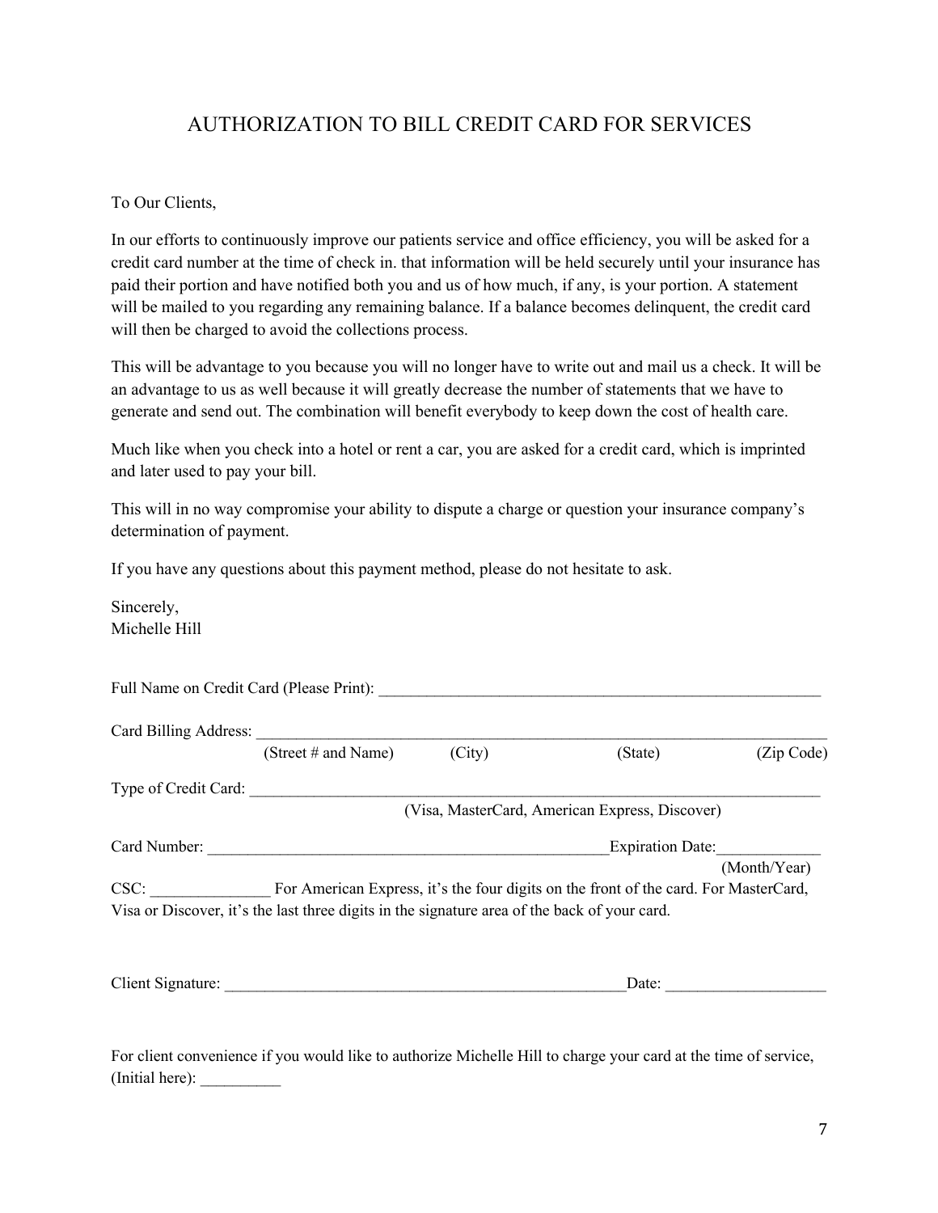# AUTHORIZATION TO BILL CREDIT CARD FOR SERVICES

To Our Clients,

In our efforts to continuously improve our patients service and office efficiency, you will be asked for a credit card number at the time of check in. that information will be held securely until your insurance has paid their portion and have notified both you and us of how much, if any, is your portion. A statement will be mailed to you regarding any remaining balance. If a balance becomes delinquent, the credit card will then be charged to avoid the collections process.

This will be advantage to you because you will no longer have to write out and mail us a check. It will be an advantage to us as well because it will greatly decrease the number of statements that we have to generate and send out. The combination will benefit everybody to keep down the cost of health care.

Much like when you check into a hotel or rent a car, you are asked for a credit card, which is imprinted and later used to pay your bill.

This will in no way compromise your ability to dispute a charge or question your insurance company's determination of payment.

If you have any questions about this payment method, please do not hesitate to ask.

Sincerely,
Michelle Hill

Full Name on Credit Card (Please Print): ___________________________________________________________

Card Billing Address: ___________________________________________________________________________
(Street # and Name) (City) (State) (Zip Code)

Type of Credit Card: ____________________________________________________________________________
(Visa, MasterCard, American Express, Discover)

Card Number: _____________________________________________________Expiration Date:_____________
(Month/Year)

CSC: _______________ For American Express, it's the four digits on the front of the card. For MasterCard, Visa or Discover, it's the last three digits in the signature area of the back of your card.

Client Signature: _____________________________________________________Date: ____________________

For client convenience if you would like to authorize Michelle Hill to charge your card at the time of service, (Initial here): __________